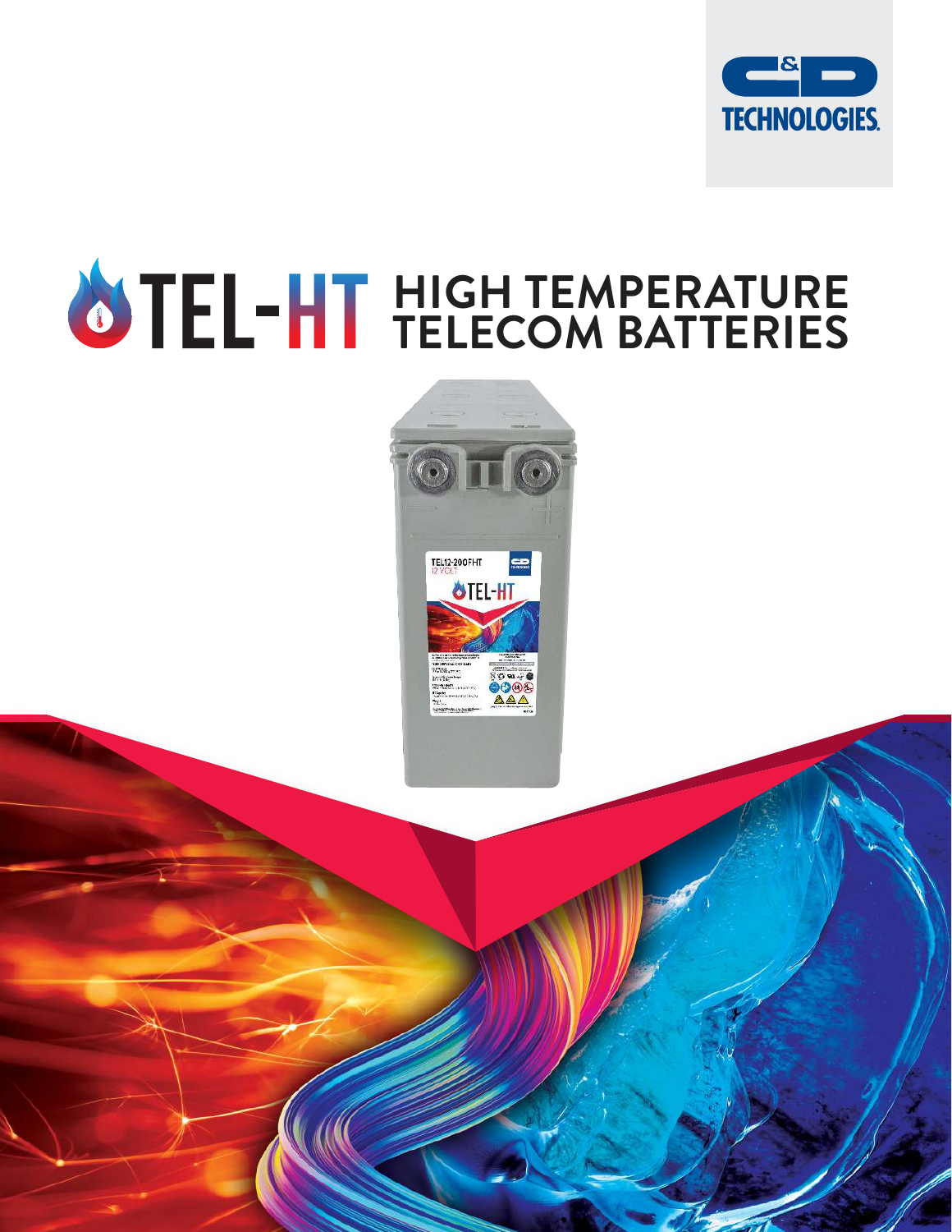C&D TECHNOLOGIES.

# TEL-HT HIGH TEMPERATURE TELECOM BATTERIES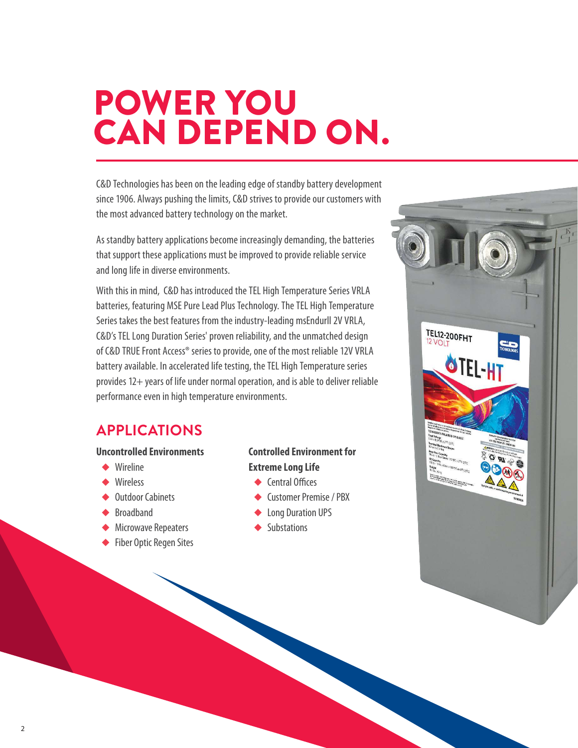# POWER YOU CAN DEPEND ON.

C&D Technologies has been on the leading edge of standby battery development since 1906. Always pushing the limits, C&D strives to provide our customers with the most advanced battery technology on the market.

As standby battery applications become increasingly demanding, the batteries that support these applications must be improved to provide reliable service and long life in diverse environments.

With this in mind, C&D has introduced the TEL High Temperature Series VRLA batteries, featuring MSE Pure Lead Plus Technology. The TEL High Temperature Series takes the best features from the industry-leading msEndurII 2V VRLA, C&D's TEL Long Duration Series' proven reliability, and the unmatched design of C&D TRUE Front Access® series to provide, one of the most reliable 12V VRLA battery available. In accelerated life testing, the TEL High Temperature series provides 12+ years of life under normal operation, and is able to deliver reliable performance even in high temperature environments.

## APPLICATIONS

**Uncontrolled Environments**

- Wireline
- Wireless
- Outdoor Cabinets
- Broadband
- Microwave Repeaters
- Fiber Optic Regen Sites

**Controlled Environment for Extreme Long Life**

- Central Offices
- Customer Premise / PBX
- Long Duration UPS
- Substations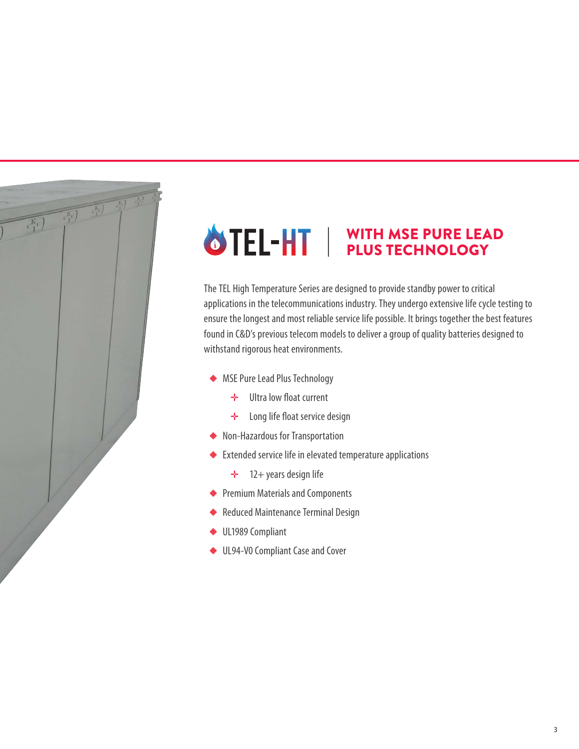# TEL-HT | WITH MSE PURE LEAD PLUS TECHNOLOGY

The TEL High Temperature Series are designed to provide standby power to critical applications in the telecommunications industry. They undergo extensive life cycle testing to ensure the longest and most reliable service life possible. It brings together the best features found in C&D's previous telecom models to deliver a group of quality batteries designed to withstand rigorous heat environments.

- MSE Pure Lead Plus Technology
  - Ultra low float current
  - Long life float service design
- Non-Hazardous for Transportation
- Extended service life in elevated temperature applications
  - 12+ years design life
- Premium Materials and Components
- Reduced Maintenance Terminal Design
- UL1989 Compliant
- UL94-V0 Compliant Case and Cover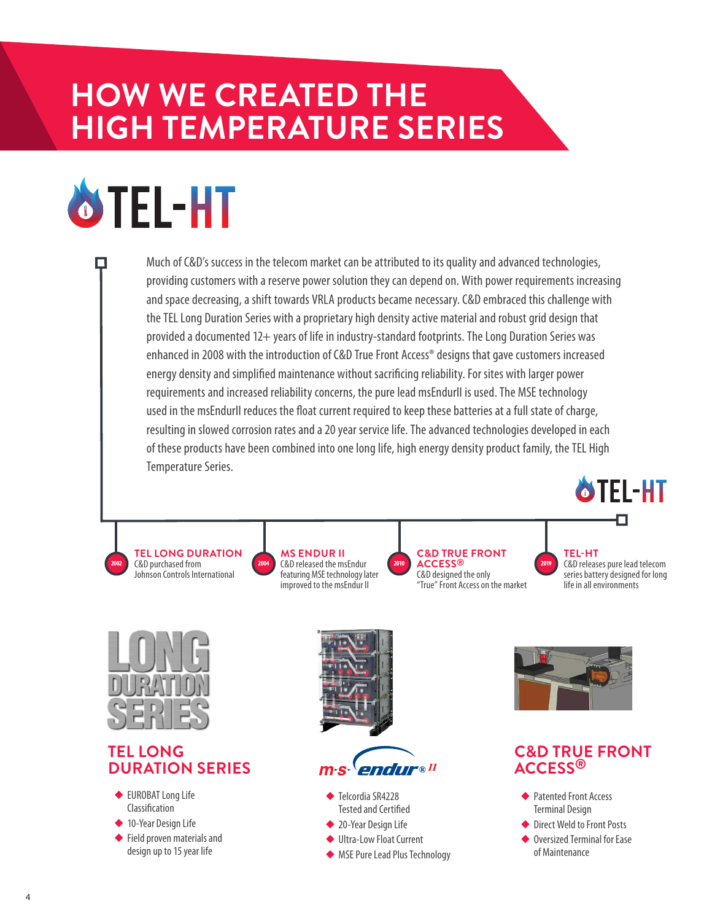# HOW WE CREATED THE HIGH TEMPERATURE SERIES

## TEL-HT

Much of C&D's success in the telecom market can be attributed to its quality and advanced technologies, providing customers with a reserve power solution they can depend on. With power requirements increasing and space decreasing, a shift towards VRLA products became necessary. C&D embraced this challenge with the TEL Long Duration Series with a proprietary high density active material and robust grid design that provided a documented 12+ years of life in industry-standard footprints. The Long Duration Series was enhanced in 2008 with the introduction of C&D True Front Access® designs that gave customers increased energy density and simplified maintenance without sacrificing reliability. For sites with larger power requirements and increased reliability concerns, the pure lead msEndurII is used. The MSE technology used in the msEndurII reduces the float current required to keep these batteries at a full state of charge, resulting in slowed corrosion rates and a 20 year service life. The advanced technologies developed in each of these products have been combined into one long life, high energy density product family, the TEL High Temperature Series.

TEL-HT

**2002 — TEL LONG DURATION**
C&D purchased from Johnson Controls International

**2004 — MS ENDUR II**
C&D released the msEndur featuring MSE technology later improved to the msEndur II

**2010 — C&D TRUE FRONT ACCESS®**
C&D designed the only "True" Front Access on the market

**2019 — TEL-HT**
C&D releases pure lead telecom series battery designed for long life in all environments

LONG DURATION SERIES

### TEL LONG DURATION SERIES

- EUROBAT Long Life Classification
- 10-Year Design Life
- Field proven materials and design up to 15 year life

m-s-endur® II

- Telcordia SR4228 Tested and Certified
- 20-Year Design Life
- Ultra-Low Float Current
- MSE Pure Lead Plus Technology

### C&D TRUE FRONT ACCESS®

- Patented Front Access Terminal Design
- Direct Weld to Front Posts
- Oversized Terminal for Ease of Maintenance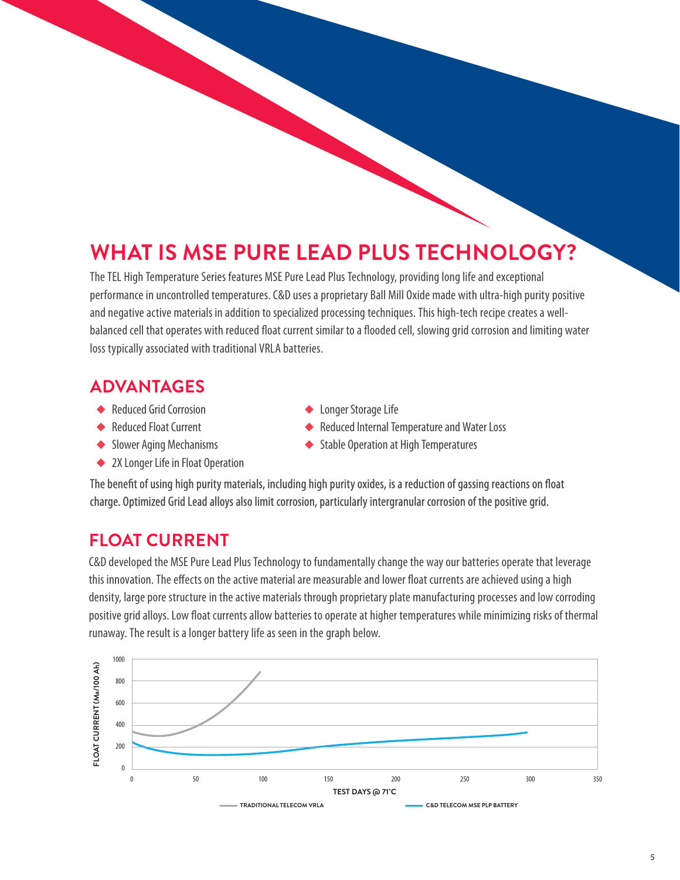## WHAT IS MSE PURE LEAD PLUS TECHNOLOGY?

The TEL High Temperature Series features MSE Pure Lead Plus Technology, providing long life and exceptional performance in uncontrolled temperatures. C&D uses a proprietary Ball Mill Oxide made with ultra-high purity positive and negative active materials in addition to specialized processing techniques. This high-tech recipe creates a well-balanced cell that operates with reduced float current similar to a flooded cell, slowing grid corrosion and limiting water loss typically associated with traditional VRLA batteries.

## ADVANTAGES

- Reduced Grid Corrosion
- Reduced Float Current
- Slower Aging Mechanisms
- 2X Longer Life in Float Operation
- Longer Storage Life
- Reduced Internal Temperature and Water Loss
- Stable Operation at High Temperatures

The benefit of using high purity materials, including high purity oxides, is a reduction of gassing reactions on float charge. Optimized Grid Lead alloys also limit corrosion, particularly intergranular corrosion of the positive grid.

## FLOAT CURRENT

C&D developed the MSE Pure Lead Plus Technology to fundamentally change the way our batteries operate that leverage this innovation. The effects on the active material are measurable and lower float currents are achieved using a high density, large pore structure in the active materials through proprietary plate manufacturing processes and low corroding positive grid alloys. Low float currents allow batteries to operate at higher temperatures while minimizing risks of thermal runaway. The result is a longer battery life as seen in the graph below.

FLOAT CURRENT (Ma/100 Ah)

TEST DAYS @ 71°C

TRADITIONAL TELECOM VRLA — C&D TELECOM MSE PLP BATTERY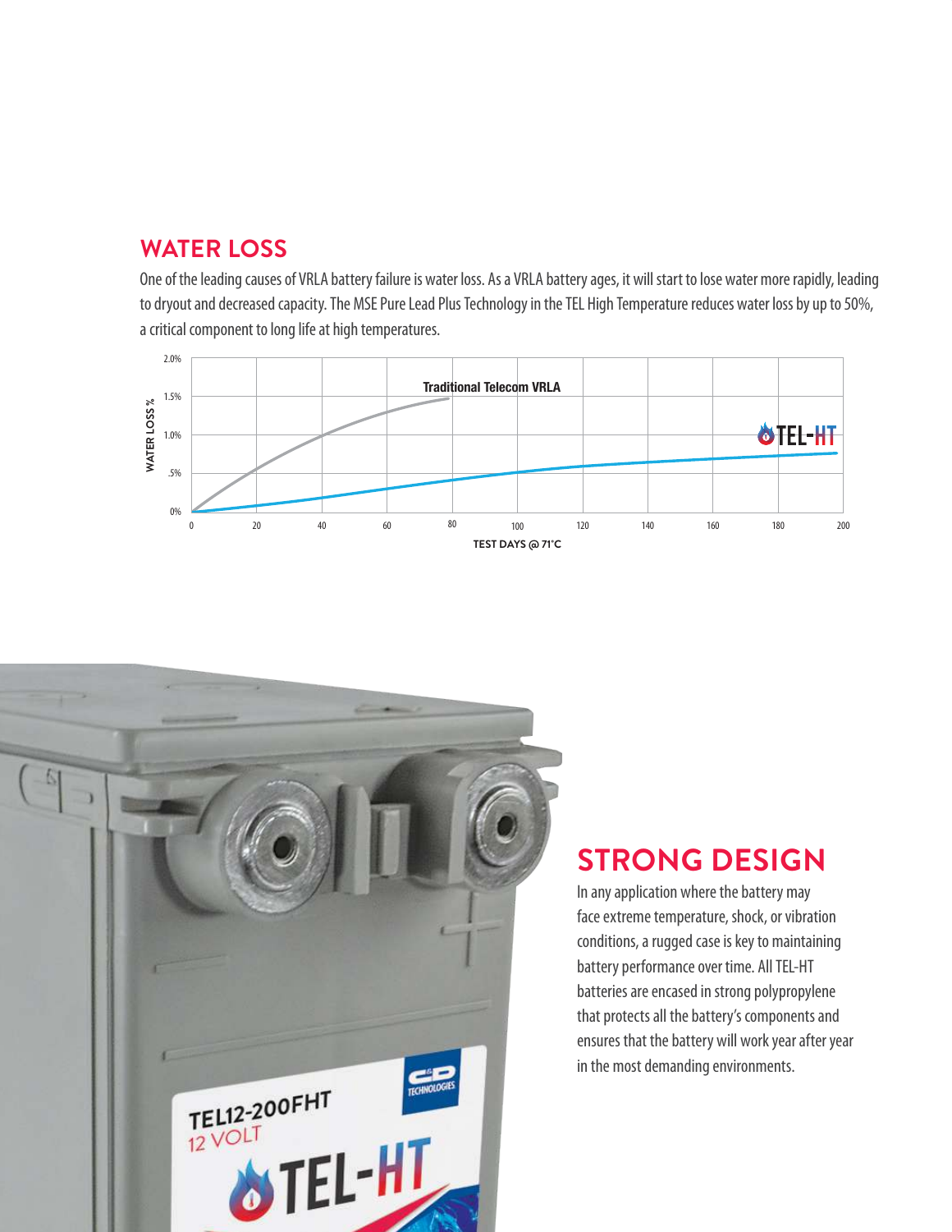## WATER LOSS

One of the leading causes of VRLA battery failure is water loss. As a VRLA battery ages, it will start to lose water more rapidly, leading to dryout and decreased capacity. The MSE Pure Lead Plus Technology in the TEL High Temperature reduces water loss by up to 50%, a critical component to long life at high temperatures.

## STRONG DESIGN

In any application where the battery may face extreme temperature, shock, or vibration conditions, a rugged case is key to maintaining battery performance over time. All TEL-HT batteries are encased in strong polypropylene that protects all the battery's components and ensures that the battery will work year after year in the most demanding environments.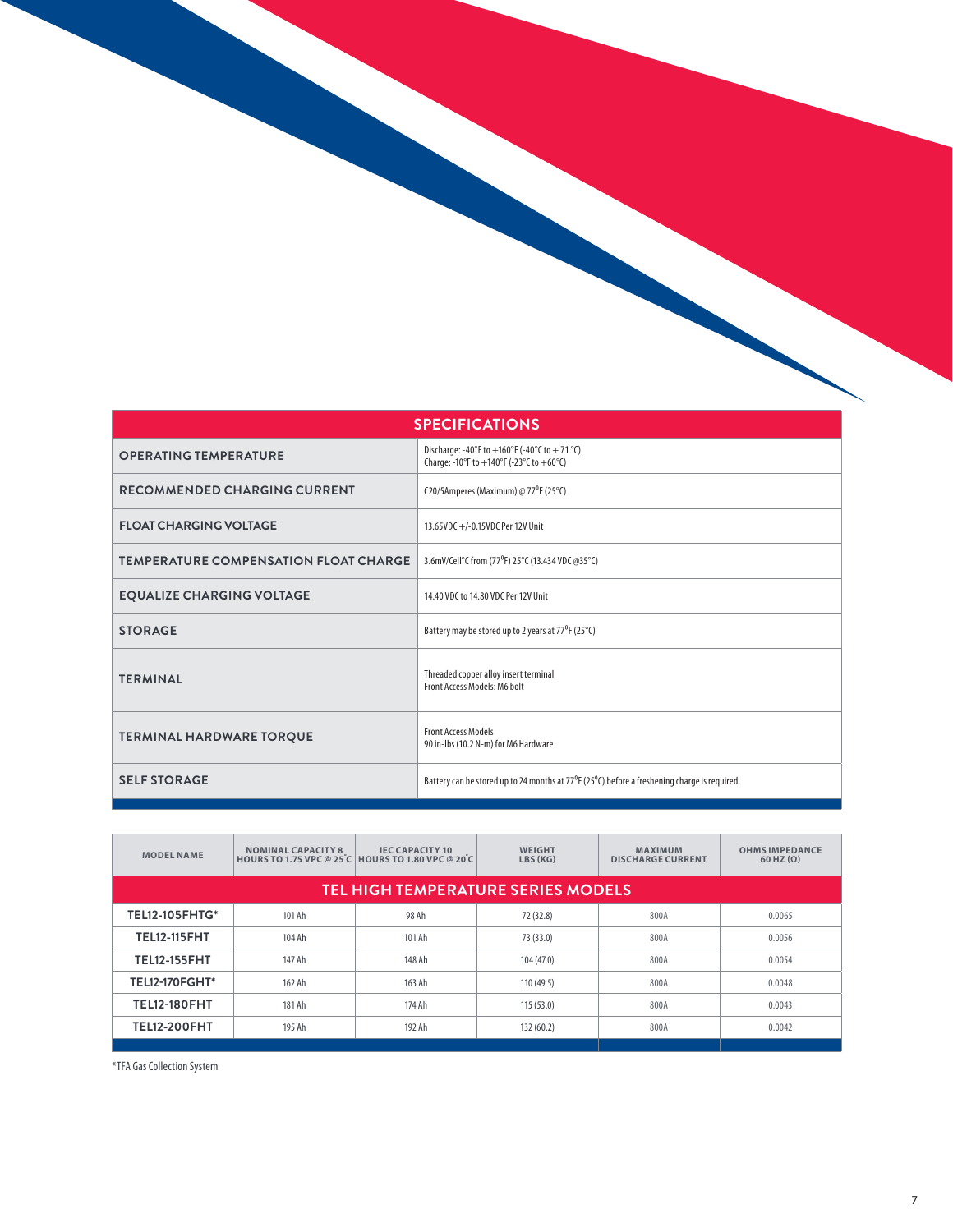## SPECIFICATIONS

| SPECIFICATIONS | |
|---|---|
| OPERATING TEMPERATURE | Discharge: -40°F to +160°F (-40°C to + 71 °C)<br>Charge: -10°F to +140°F (-23°C to +60°C) |
| RECOMMENDED CHARGING CURRENT | C20/5Amperes (Maximum) @ 77°F (25°C) |
| FLOAT CHARGING VOLTAGE | 13.65VDC +/-0.15VDC Per 12V Unit |
| TEMPERATURE COMPENSATION FLOAT CHARGE | 3.6mV/Cell°C from (77°F) 25°C (13.434 VDC @35°C) |
| EQUALIZE CHARGING VOLTAGE | 14.40 VDC to 14.80 VDC Per 12V Unit |
| STORAGE | Battery may be stored up to 2 years at 77°F (25°C) |
| TERMINAL | Threaded copper alloy insert terminal<br>Front Access Models: M6 bolt |
| TERMINAL HARDWARE TORQUE | Front Access Models<br>90 in-lbs (10.2 N-m) for M6 Hardware |
| SELF STORAGE | Battery can be stored up to 24 months at 77°F (25°C) before a freshening charge is required. |

| MODEL NAME | NOMINAL CAPACITY 8 HOURS TO 1.75 VPC @ 25°C | IEC CAPACITY 10 HOURS TO 1.80 VPC @ 20°C | WEIGHT LBS (KG) | MAXIMUM DISCHARGE CURRENT | OHMS IMPEDANCE 60 HZ (Ω) |
|---|---|---|---|---|---|
| **TEL HIGH TEMPERATURE SERIES MODELS** | | | | | |
| TEL12-105FHTG* | 101 Ah | 98 Ah | 72 (32.8) | 800A | 0.0065 |
| TEL12-115FHT | 104 Ah | 101 Ah | 73 (33.0) | 800A | 0.0056 |
| TEL12-155FHT | 147 Ah | 148 Ah | 104 (47.0) | 800A | 0.0054 |
| TEL12-170FGHT* | 162 Ah | 163 Ah | 110 (49.5) | 800A | 0.0048 |
| TEL12-180FHT | 181 Ah | 174 Ah | 115 (53.0) | 800A | 0.0043 |
| TEL12-200FHT | 195 Ah | 192 Ah | 132 (60.2) | 800A | 0.0042 |

*TFA Gas Collection System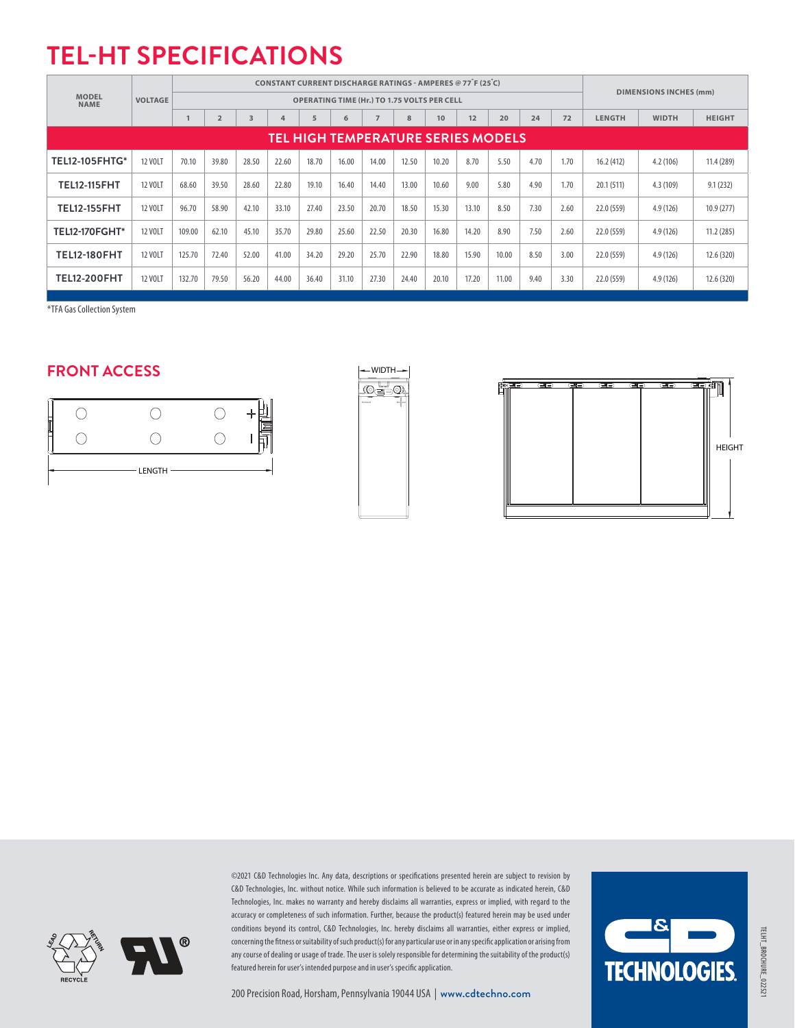# TEL-HT SPECIFICATIONS

| MODEL NAME | VOLTAGE | CONSTANT CURRENT DISCHARGE RATINGS - AMPERES @ 77˚F (25˚C) OPERATING TIME (Hr.) TO 1.75 VOLTS PER CELL | | | | | | | | | | | | | DIMENSIONS INCHES (mm) | | |
|---|---|---|---|---|---|---|---|---|---|---|---|---|---|---|---|---|---|
| | | 1 | 2 | 3 | 4 | 5 | 6 | 7 | 8 | 10 | 12 | 20 | 24 | 72 | LENGTH | WIDTH | HEIGHT |
| **TEL HIGH TEMPERATURE SERIES MODELS** | | | | | | | | | | | | | | | | | |
| TEL12-105FHTG* | 12 VOLT | 70.10 | 39.80 | 28.50 | 22.60 | 18.70 | 16.00 | 14.00 | 12.50 | 10.20 | 8.70 | 5.50 | 4.70 | 1.70 | 16.2 (412) | 4.2 (106) | 11.4 (289) |
| TEL12-115FHT | 12 VOLT | 68.60 | 39.50 | 28.60 | 22.80 | 19.10 | 16.40 | 14.40 | 13.00 | 10.60 | 9.00 | 5.80 | 4.90 | 1.70 | 20.1 (511) | 4.3 (109) | 9.1 (232) |
| TEL12-155FHT | 12 VOLT | 96.70 | 58.90 | 42.10 | 33.10 | 27.40 | 23.50 | 20.70 | 18.50 | 15.30 | 13.10 | 8.50 | 7.30 | 2.60 | 22.0 (559) | 4.9 (126) | 10.9 (277) |
| TEL12-170FGHT* | 12 VOLT | 109.00 | 62.10 | 45.10 | 35.70 | 29.80 | 25.60 | 22.50 | 20.30 | 16.80 | 14.20 | 8.90 | 7.50 | 2.60 | 22.0 (559) | 4.9 (126) | 11.2 (285) |
| TEL12-180FHT | 12 VOLT | 125.70 | 72.40 | 52.00 | 41.00 | 34.20 | 29.20 | 25.70 | 22.90 | 18.80 | 15.90 | 10.00 | 8.50 | 3.00 | 22.0 (559) | 4.9 (126) | 12.6 (320) |
| TEL12-200FHT | 12 VOLT | 132.70 | 79.50 | 56.20 | 44.00 | 36.40 | 31.10 | 27.30 | 24.40 | 20.10 | 17.20 | 11.00 | 9.40 | 3.30 | 22.0 (559) | 4.9 (126) | 12.6 (320) |

*TFA Gas Collection System

## FRONT ACCESS

LENGTH

WIDTH

HEIGHT

©2021 C&D Technologies Inc. Any data, descriptions or specifications presented herein are subject to revision by C&D Technologies, Inc. without notice. While such information is believed to be accurate as indicated herein, C&D Technologies, Inc. makes no warranty and hereby disclaims all warranties, express or implied, with regard to the accuracy or completeness of such information. Further, because the product(s) featured herein may be used under conditions beyond its control, C&D Technologies, Inc. hereby disclaims all warranties, either express or implied, concerning the fitness or suitability of such product(s) for any particular use or in any specific application or arising from any course of dealing or usage of trade. The user is solely responsible for determining the suitability of the product(s) featured herein for user's intended purpose and in user's specific application.

200 Precision Road, Horsham, Pennsylvania 19044 USA | www.cdtechno.com

TELHT_BROCHURE_022521